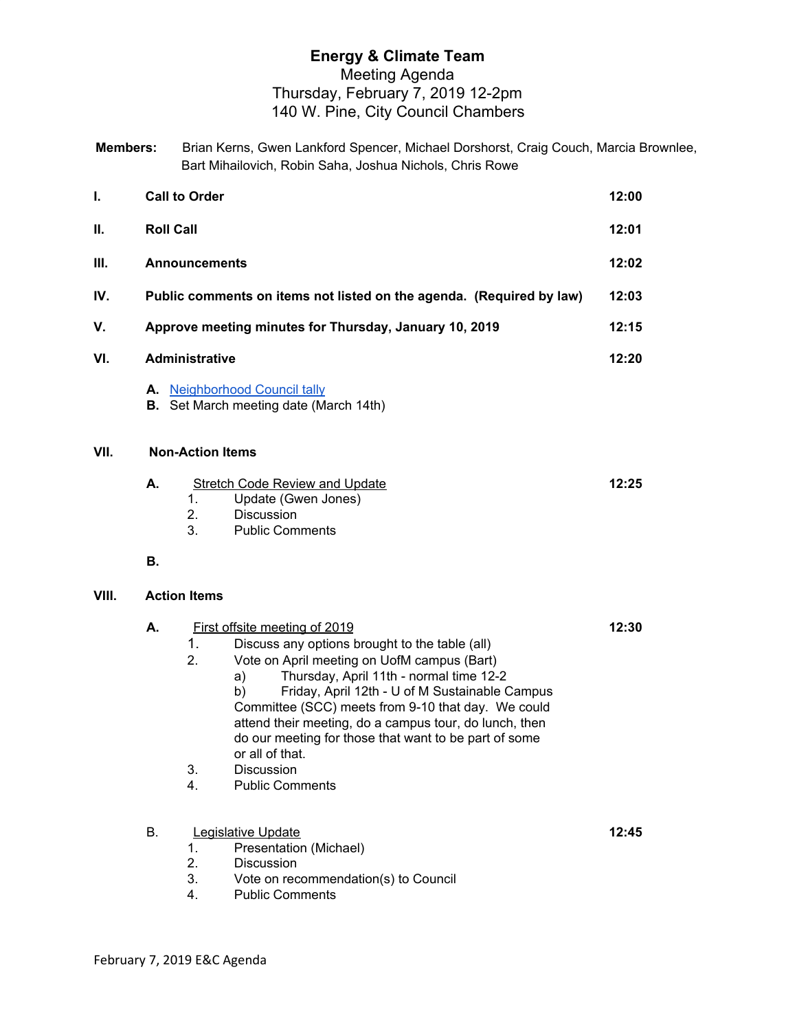# Energy & Climate Team

Meeting Agenda
Thursday, February 7, 2019 12-2pm
140 W. Pine, City Council Chambers

**Members:** Brian Kerns, Gwen Lankford Spencer, Michael Dorshorst, Craig Couch, Marcia Brownlee, Bart Mihailovich, Robin Saha, Joshua Nichols, Chris Rowe

| | | |
|---|---|---|
| **I.** | **Call to Order** | **12:00** |
| **II.** | **Roll Call** | **12:01** |
| **III.** | **Announcements** | **12:02** |
| **IV.** | **Public comments on items not listed on the agenda. (Required by law)** | **12:03** |
| **V.** | **Approve meeting minutes for Thursday, January 10, 2019** | **12:15** |
| **VI.** | **Administrative** | **12:20** |

**A.** Neighborhood Council tally
**B.** Set March meeting date (March 14th)

**VII. Non-Action Items**

**A.** Stretch Code Review and Update — **12:25**
1. Update (Gwen Jones)
2. Discussion
3. Public Comments

**B.**

**VIII. Action Items**

**A.** First offsite meeting of 2019 — **12:30**
1. Discuss any options brought to the table (all)
2. Vote on April meeting on UofM campus (Bart)
   a) Thursday, April 11th - normal time 12-2
   b) Friday, April 12th - U of M Sustainable Campus Committee (SCC) meets from 9-10 that day. We could attend their meeting, do a campus tour, do lunch, then do our meeting for those that want to be part of some or all of that.
3. Discussion
4. Public Comments

B. Legislative Update — **12:45**
1. Presentation (Michael)
2. Discussion
3. Vote on recommendation(s) to Council
4. Public Comments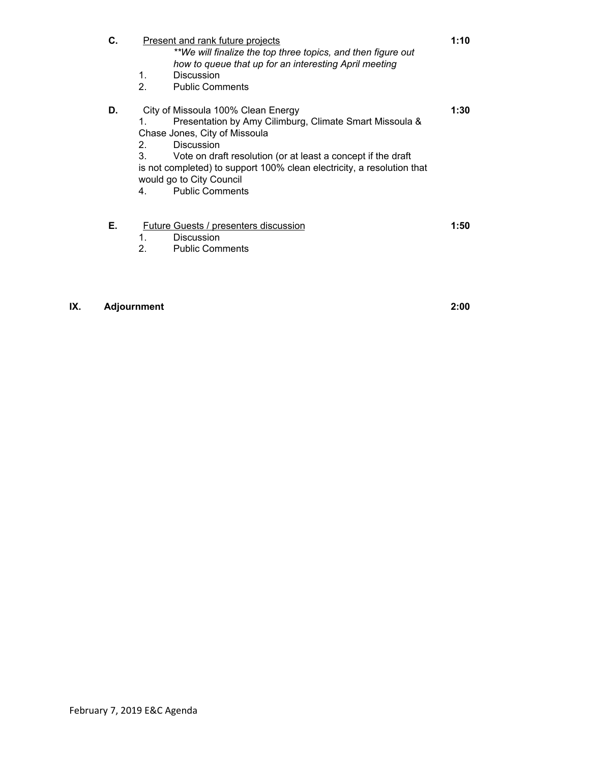**C.** <u>Present and rank future projects</u> **1:10**

*\*\*We will finalize the top three topics, and then figure out how to queue that up for an interesting April meeting*

1. Discussion
2. Public Comments

**D.** City of Missoula 100% Clean Energy **1:30**

1. Presentation by Amy Cilimburg, Climate Smart Missoula & Chase Jones, City of Missoula
2. Discussion
3. Vote on draft resolution (or at least a concept if the draft is not completed) to support 100% clean electricity, a resolution that would go to City Council
4. Public Comments

**E.** <u>Future Guests / presenters discussion</u> **1:50**

1. Discussion
2. Public Comments

**IX. Adjournment** **2:00**